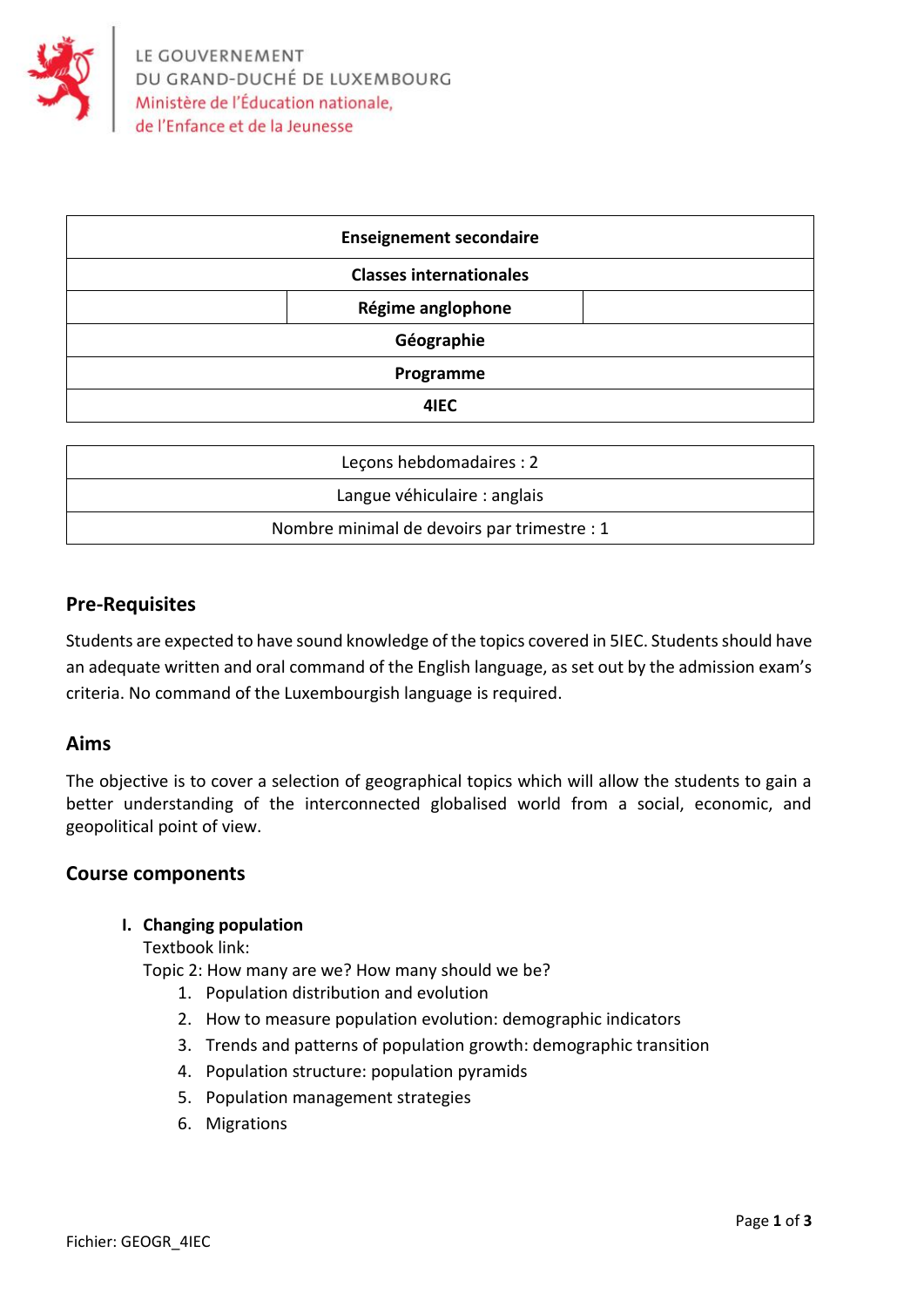LE GOUVERNEMENT
DU GRAND-DUCHÉ DE LUXEMBOURG
Ministère de l'Éducation nationale,
de l'Enfance et de la Jeunesse

| Enseignement secondaire |
| --- |
| Classes internationales |
| Régime anglophone |
| Géographie |
| Programme |
| 4IEC |

| Leçons hebdomadaires : 2 |
| --- |
| Langue véhiculaire : anglais |
| Nombre minimal de devoirs par trimestre : 1 |

## Pre-Requisites

Students are expected to have sound knowledge of the topics covered in 5IEC. Students should have an adequate written and oral command of the English language, as set out by the admission exam's criteria. No command of the Luxembourgish language is required.

## Aims

The objective is to cover a selection of geographical topics which will allow the students to gain a better understanding of the interconnected globalised world from a social, economic, and geopolitical point of view.

## Course components

**I. Changing population**

Textbook link:
Topic 2: How many are we? How many should we be?

1. Population distribution and evolution
2. How to measure population evolution: demographic indicators
3. Trends and patterns of population growth: demographic transition
4. Population structure: population pyramids
5. Population management strategies
6. Migrations

Fichier: GEOGR_4IEC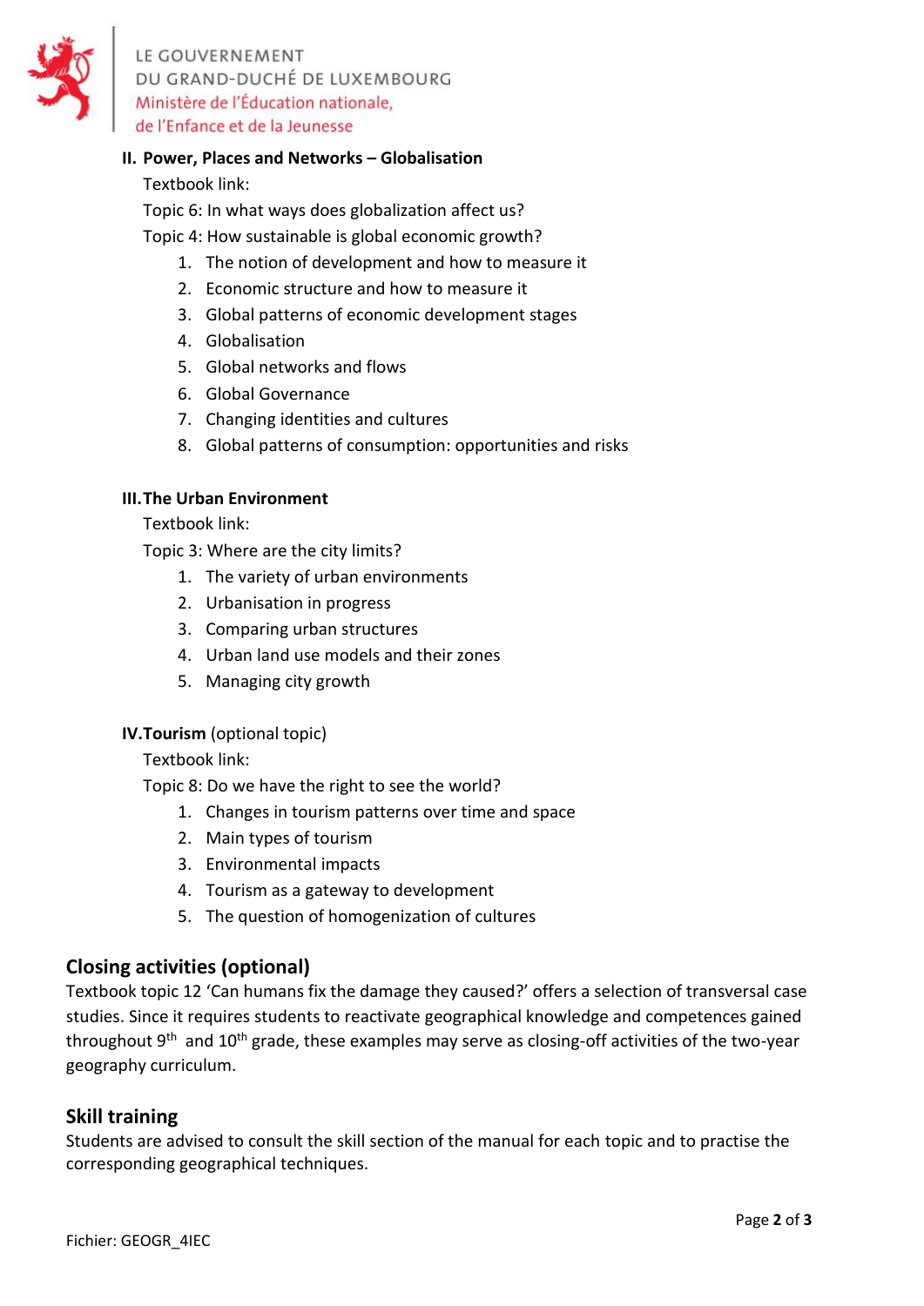### II. Power, Places and Networks – Globalisation

Textbook link:

Topic 6: In what ways does globalization affect us?

Topic 4: How sustainable is global economic growth?

1. The notion of development and how to measure it
2. Economic structure and how to measure it
3. Global patterns of economic development stages
4. Globalisation
5. Global networks and flows
6. Global Governance
7. Changing identities and cultures
8. Global patterns of consumption: opportunities and risks

### III. The Urban Environment

Textbook link:

Topic 3: Where are the city limits?

1. The variety of urban environments
2. Urbanisation in progress
3. Comparing urban structures
4. Urban land use models and their zones
5. Managing city growth

### IV. Tourism (optional topic)

Textbook link:

Topic 8: Do we have the right to see the world?

1. Changes in tourism patterns over time and space
2. Main types of tourism
3. Environmental impacts
4. Tourism as a gateway to development
5. The question of homogenization of cultures

## Closing activities (optional)

Textbook topic 12 'Can humans fix the damage they caused?' offers a selection of transversal case studies. Since it requires students to reactivate geographical knowledge and competences gained throughout 9th and 10th grade, these examples may serve as closing-off activities of the two-year geography curriculum.

## Skill training

Students are advised to consult the skill section of the manual for each topic and to practise the corresponding geographical techniques.

Fichier: GEOGR_4IEC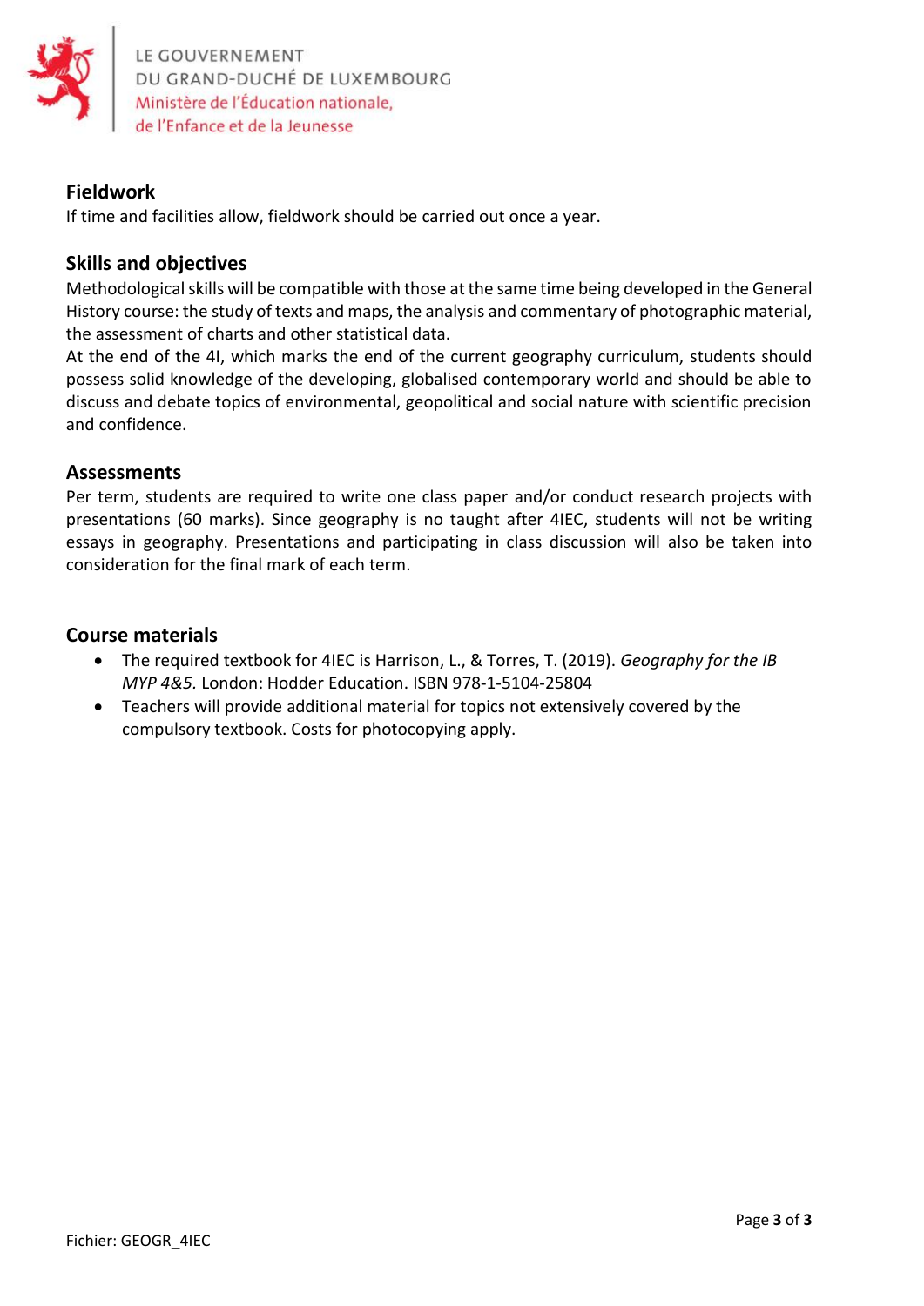## Fieldwork

If time and facilities allow, fieldwork should be carried out once a year.

## Skills and objectives

Methodological skills will be compatible with those at the same time being developed in the General History course: the study of texts and maps, the analysis and commentary of photographic material, the assessment of charts and other statistical data.

At the end of the 4I, which marks the end of the current geography curriculum, students should possess solid knowledge of the developing, globalised contemporary world and should be able to discuss and debate topics of environmental, geopolitical and social nature with scientific precision and confidence.

## Assessments

Per term, students are required to write one class paper and/or conduct research projects with presentations (60 marks). Since geography is no taught after 4IEC, students will not be writing essays in geography. Presentations and participating in class discussion will also be taken into consideration for the final mark of each term.

## Course materials

- The required textbook for 4IEC is Harrison, L., & Torres, T. (2019). *Geography for the IB MYP 4&5.* London: Hodder Education. ISBN 978-1-5104-25804
- Teachers will provide additional material for topics not extensively covered by the compulsory textbook. Costs for photocopying apply.

Fichier: GEOGR_4IEC